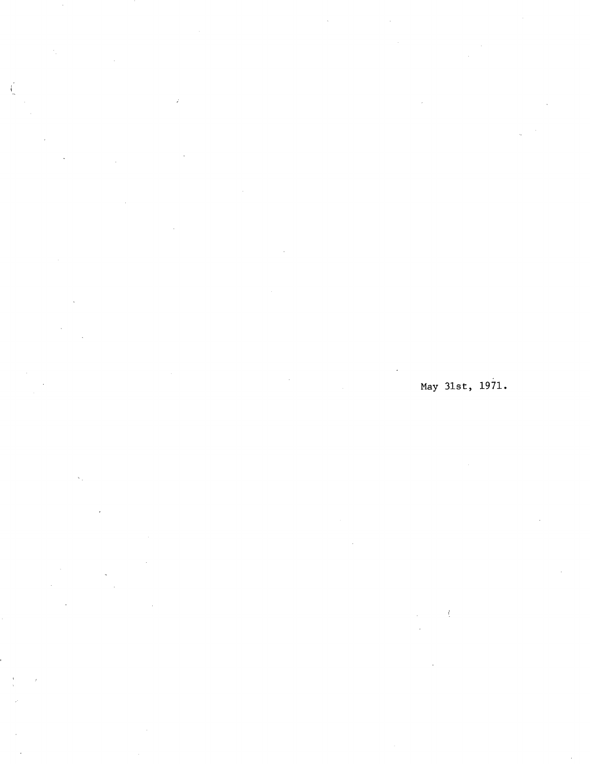May 31st, 1971.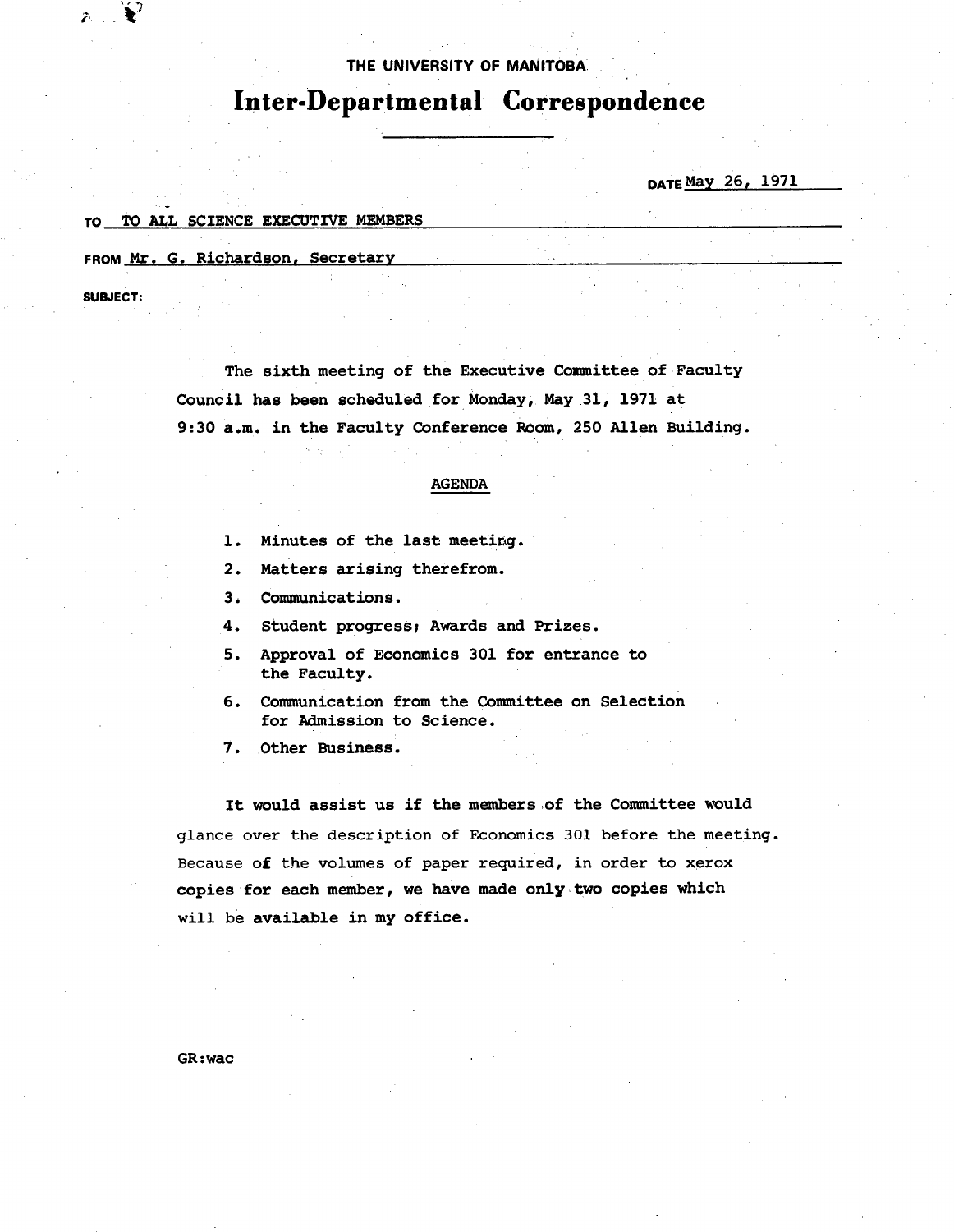THE UNIVERSITY OF MANITOBA

# Inter-Departmental Correspondence

DATE May 26, 1971

TO TO ALL SCIENCE EXECUTIVE MEMBERS

FROM Mr. G. Richardson, Secretary

SUBJECT:

The sixth meeting of the Executive Committee of Faculty Council has been scheduled for Monday, May 31, 1971 at 9:30 a.m. in the Faculty Conference Room, 250 Allen Building.

## AGENDA

1. Minutes of the last meeting.
2. Matters arising therefrom.
3. Communications.
4. Student progress; Awards and Prizes.
5. Approval of Economics 301 for entrance to the Faculty.
6. Communication from the Committee on Selection for Admission to Science.
7. Other Business.

It would assist us if the members of the Committee would glance over the description of Economics 301 before the meeting. Because of the volumes of paper required, in order to xerox copies for each member, we have made only two copies which will be available in my office.

GR:wac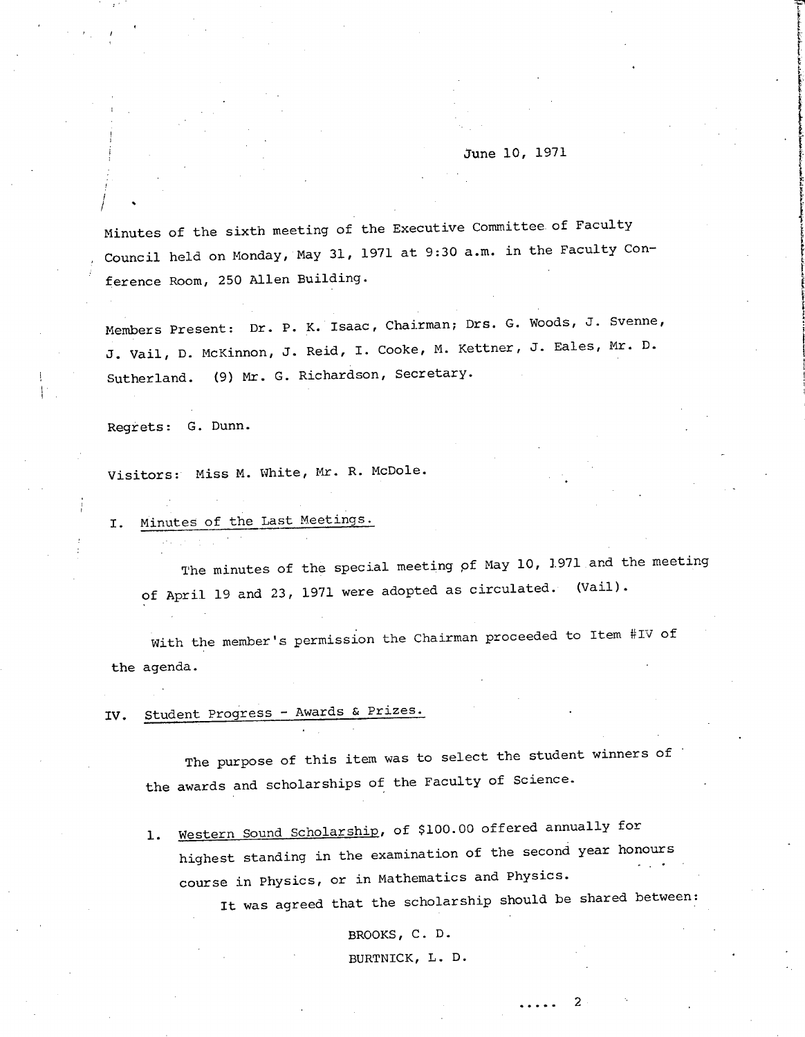June 10, 1971

Minutes of the sixth meeting of the Executive Committee of Faculty Council held on Monday, May 31, 1971 at 9:30 a.m. in the Faculty Conference Room, 250 Allen Building.

Members Present: Dr. P. K. Isaac, Chairman; Drs. G. Woods, J. Svenne, J. Vail, D. McKinnon, J. Reid, I. Cooke, M. Kettner, J. Eales, Mr. D. Sutherland. (9) Mr. G. Richardson, Secretary.

Regrets: G. Dunn.

Visitors: Miss M. White, Mr. R. McDole.

## I. Minutes of the Last Meetings.

The minutes of the special meeting of May 10, 1971 and the meeting of April 19 and 23, 1971 were adopted as circulated. (Vail).

With the member's permission the Chairman proceeded to Item #IV of the agenda.

## IV. Student Progress - Awards & Prizes.

The purpose of this item was to select the student winners of the awards and scholarships of the Faculty of Science.

1. Western Sound Scholarship, of $100.00 offered annually for highest standing in the examination of the second year honours course in Physics, or in Mathematics and Physics.

   It was agreed that the scholarship should be shared between:

   BROOKS, C. D.
   BURTNICK, L. D.

..... 2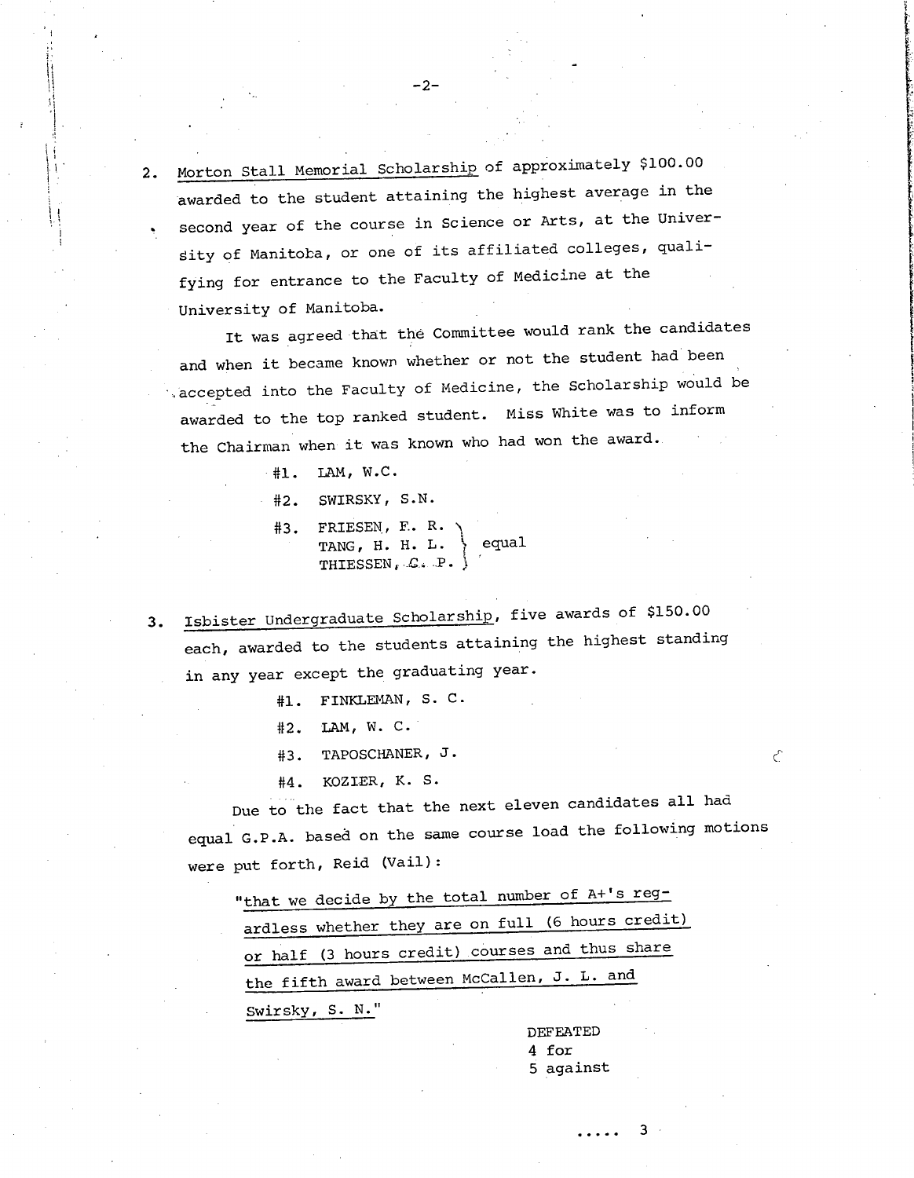2. <u>Morton Stall Memorial Scholarship</u> of approximately $100.00 awarded to the student attaining the highest average in the second year of the course in Science or Arts, at the University of Manitoba, or one of its affiliated colleges, qualifying for entrance to the Faculty of Medicine at the University of Manitoba.

   It was agreed that the Committee would rank the candidates and when it became known whether or not the student had been accepted into the Faculty of Medicine, the Scholarship would be awarded to the top ranked student. Miss White was to inform the Chairman when it was known who had won the award.

   #1. LAM, W.C.

   #2. SWIRSKY, S.N.

   #3. FRIESEN, F. R. } equal
   TANG, H. H. L. } equal
   THIESSEN, C. P. } equal

3. <u>Isbister Undergraduate Scholarship</u>, five awards of $150.00 each, awarded to the students attaining the highest standing in any year except the graduating year.

   #1. FINKLEMAN, S. C.

   #2. LAM, W. C.

   #3. TAPOSCHANER, J.

   #4. KOZIER, K. S.

   Due to the fact that the next eleven candidates all had equal G.P.A. based on the same course load the following motions were put forth, Reid (Vail):

   "<u>that we decide by the total number of A+'s regardless whether they are on full (6 hours credit) or half (3 hours credit) courses and thus share the fifth award between McCallen, J. L. and Swirsky, S. N.</u>"

   DEFEATED
   4 for
   5 against

..... 3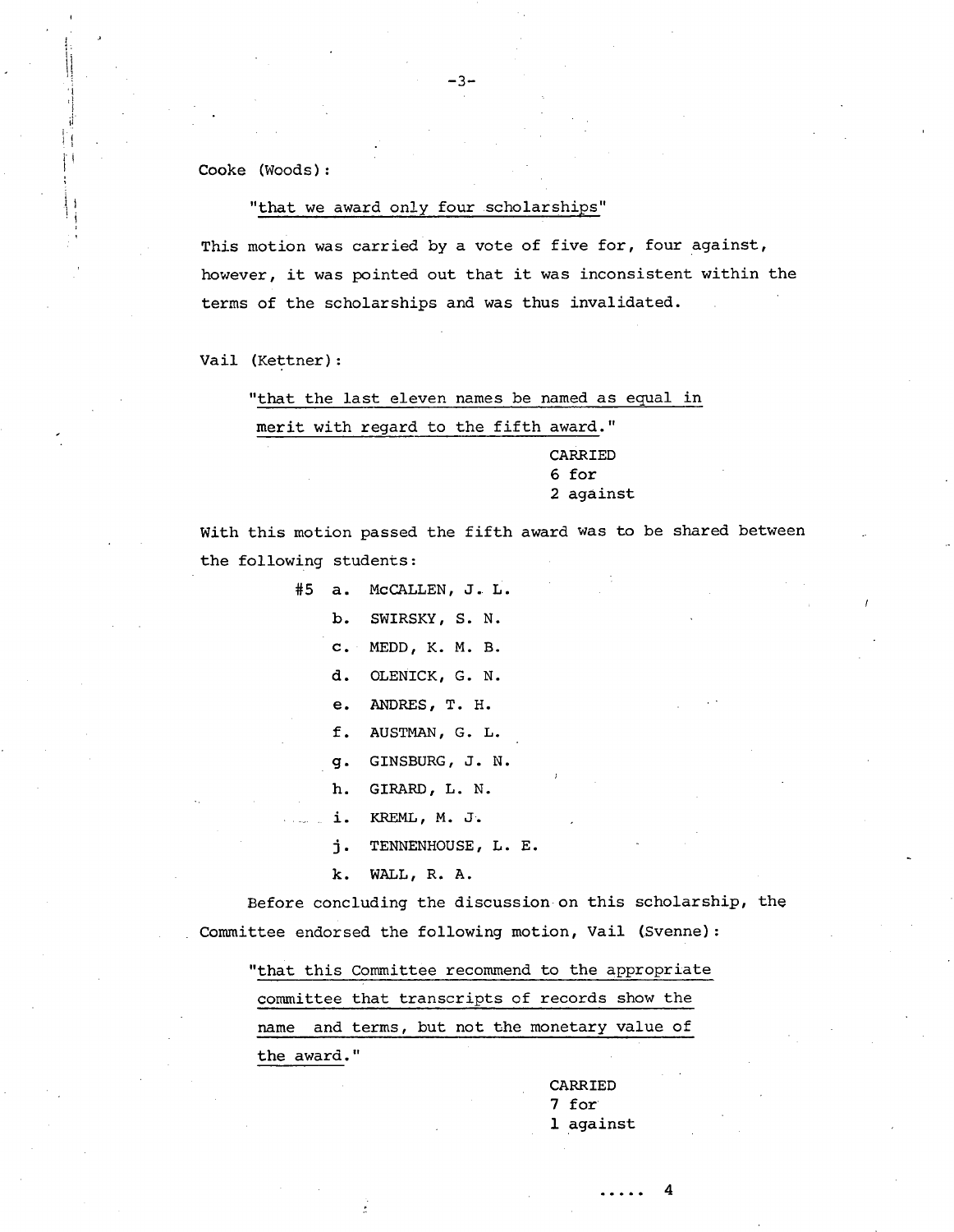Cooke (Woods):

> "that we award only four scholarships"

This motion was carried by a vote of five for, four against, however, it was pointed out that it was inconsistent within the terms of the scholarships and was thus invalidated.

Vail (Kettner):

> "that the last eleven names be named as equal in merit with regard to the fifth award."

CARRIED
6 for
2 against

With this motion passed the fifth award was to be shared between the following students:

#5
a. McCALLEN, J. L.
b. SWIRSKY, S. N.
c. MEDD, K. M. B.
d. OLENICK, G. N.
e. ANDRES, T. H.
f. AUSTMAN, G. L.
g. GINSBURG, J. N.
h. GIRARD, L. N.
i. KREML, M. J.
j. TENNENHOUSE, L. E.
k. WALL, R. A.

Before concluding the discussion on this scholarship, the Committee endorsed the following motion, Vail (Svenne):

> "that this Committee recommend to the appropriate committee that transcripts of records show the name and terms, but not the monetary value of the award."

CARRIED
7 for
1 against

..... 4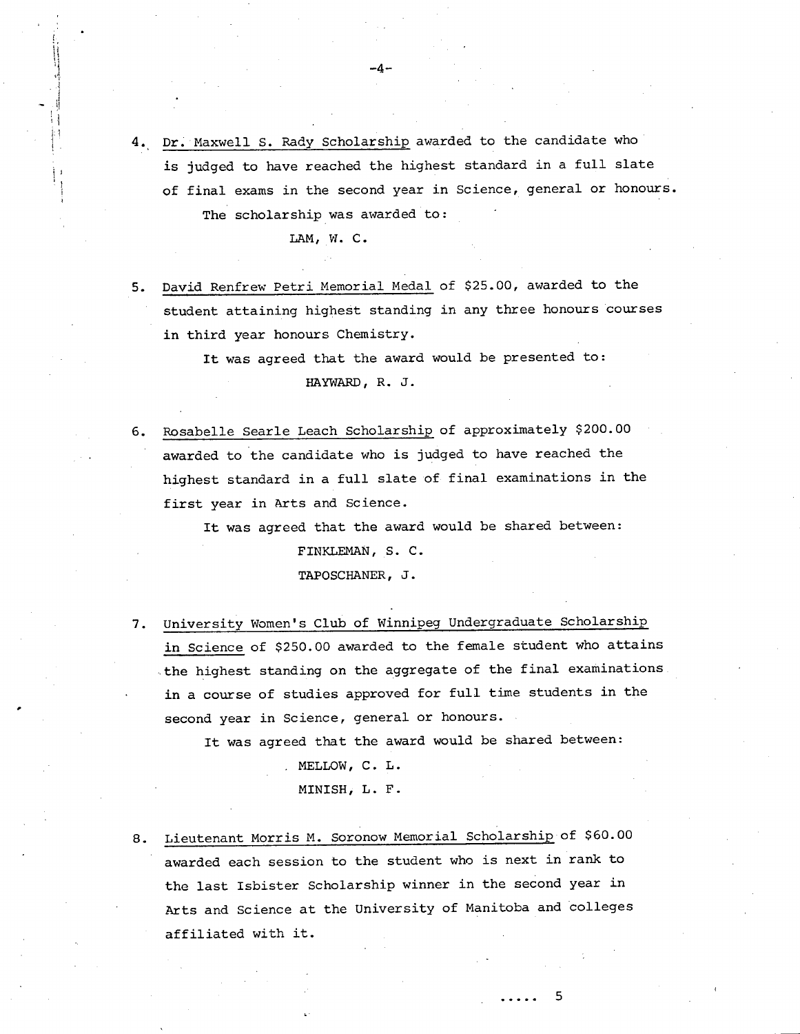4. Dr. Maxwell S. Rady Scholarship awarded to the candidate who is judged to have reached the highest standard in a full slate of final exams in the second year in Science, general or honours.

   The scholarship was awarded to:

   LAM, W. C.

5. David Renfrew Petri Memorial Medal of $25.00, awarded to the student attaining highest standing in any three honours courses in third year honours Chemistry.

   It was agreed that the award would be presented to:

   HAYWARD, R. J.

6. Rosabelle Searle Leach Scholarship of approximately $200.00 awarded to the candidate who is judged to have reached the highest standard in a full slate of final examinations in the first year in Arts and Science.

   It was agreed that the award would be shared between:

   FINKLEMAN, S. C.

   TAPOSCHANER, J.

7. University Women's Club of Winnipeg Undergraduate Scholarship in Science of $250.00 awarded to the female student who attains the highest standing on the aggregate of the final examinations in a course of studies approved for full time students in the second year in Science, general or honours.

   It was agreed that the award would be shared between:

   MELLOW, C. L.

   MINISH, L. F.

8. Lieutenant Morris M. Soronow Memorial Scholarship of $60.00 awarded each session to the student who is next in rank to the last Isbister Scholarship winner in the second year in Arts and Science at the University of Manitoba and colleges affiliated with it.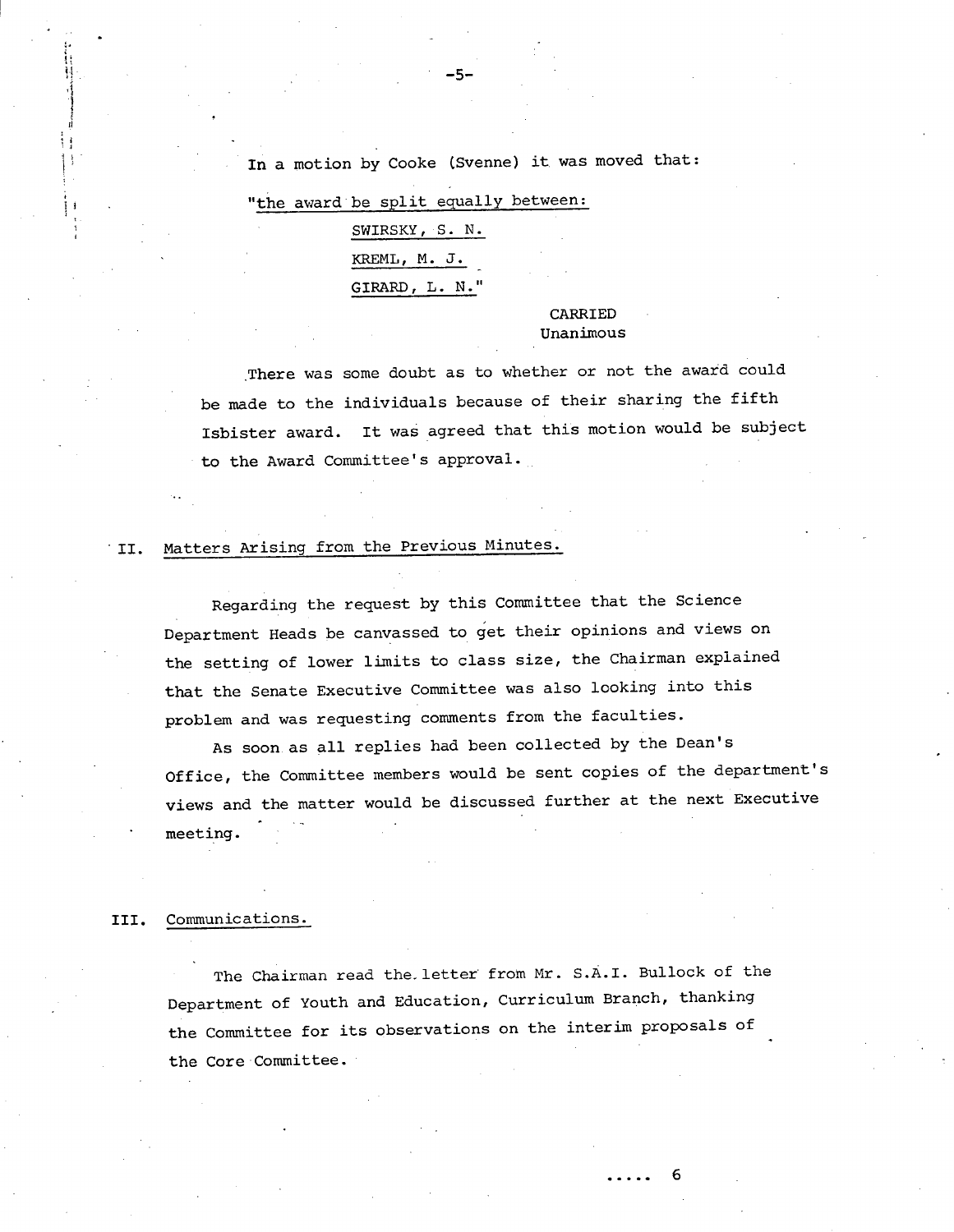In a motion by Cooke (Svenne) it was moved that:

"the award be split equally between:

SWIRSKY, S. N.

KREML, M. J.

GIRARD, L. N."

CARRIED
Unanimous

There was some doubt as to whether or not the award could be made to the individuals because of their sharing the fifth Isbister award. It was agreed that this motion would be subject to the Award Committee's approval.

## II. Matters Arising from the Previous Minutes.

Regarding the request by this Committee that the Science Department Heads be canvassed to get their opinions and views on the setting of lower limits to class size, the Chairman explained that the Senate Executive Committee was also looking into this problem and was requesting comments from the faculties.

As soon as all replies had been collected by the Dean's Office, the Committee members would be sent copies of the department's views and the matter would be discussed further at the next Executive meeting.

## III. Communications.

The Chairman read the letter from Mr. S.A.I. Bullock of the Department of Youth and Education, Curriculum Branch, thanking the Committee for its observations on the interim proposals of the Core Committee.

..... 6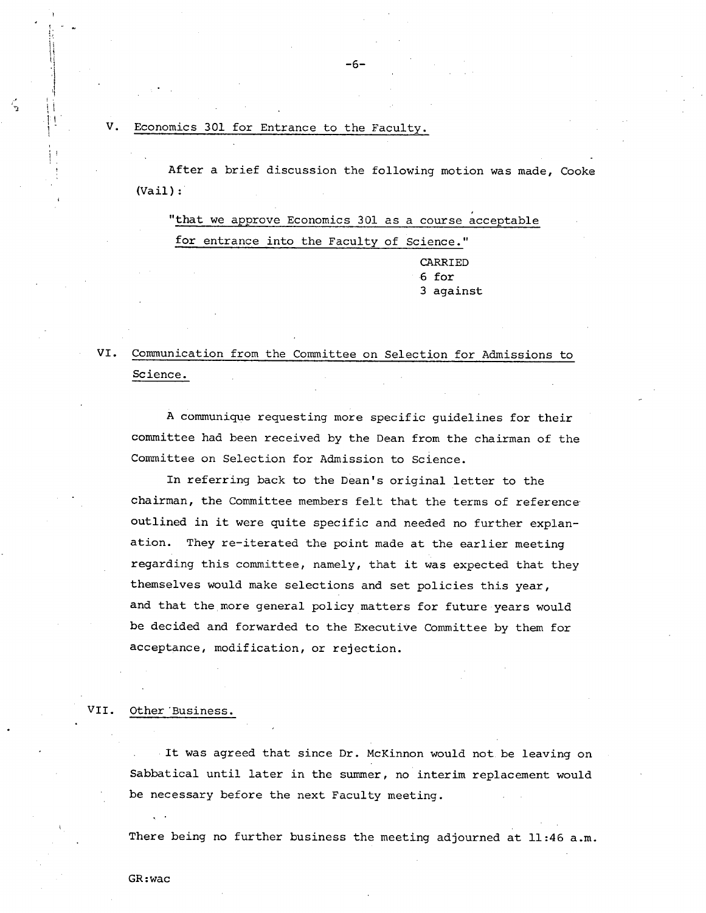## V. Economics 301 for Entrance to the Faculty.

After a brief discussion the following motion was made, Cooke (Vail):

"that we approve Economics 301 as a course acceptable for entrance into the Faculty of Science."

CARRIED
6 for
3 against

## VI. Communication from the Committee on Selection for Admissions to Science.

A communique requesting more specific guidelines for their committee had been received by the Dean from the chairman of the Committee on Selection for Admission to Science.

In referring back to the Dean's original letter to the chairman, the Committee members felt that the terms of reference outlined in it were quite specific and needed no further explanation. They re-iterated the point made at the earlier meeting regarding this committee, namely, that it was expected that they themselves would make selections and set policies this year, and that the more general policy matters for future years would be decided and forwarded to the Executive Committee by them for acceptance, modification, or rejection.

## VII. Other Business.

It was agreed that since Dr. McKinnon would not be leaving on Sabbatical until later in the summer, no interim replacement would be necessary before the next Faculty meeting.

There being no further business the meeting adjourned at 11:46 a.m.

GR:wac